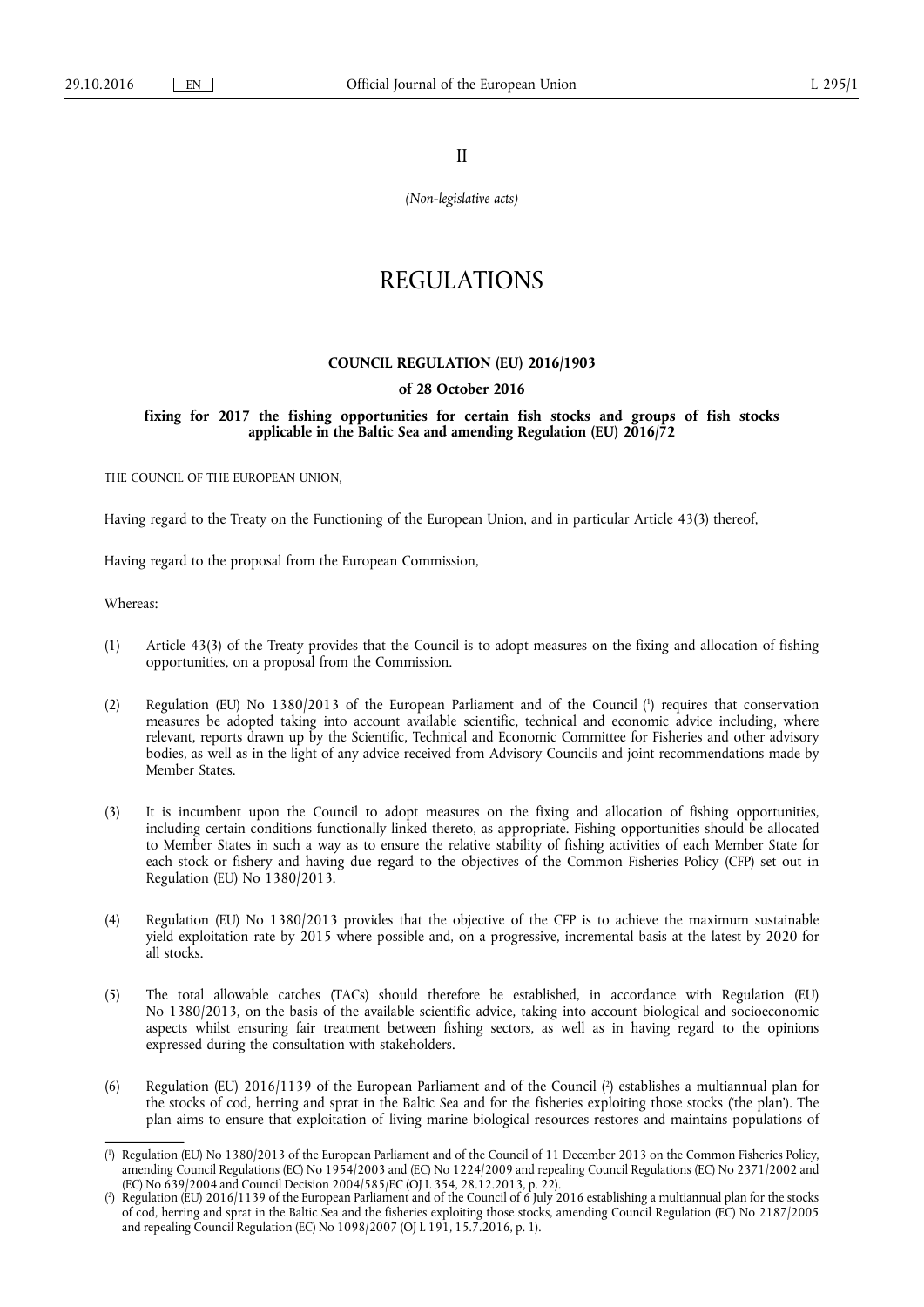II

*(Non-legislative acts)*

# REGULATIONS

## COUNCIL REGULATION (EU) 2016/1903

### of 28 October 2016

### fixing for 2017 the fishing opportunities for certain fish stocks and groups of fish stocks applicable in the Baltic Sea and amending Regulation (EU) 2016/72

THE COUNCIL OF THE EUROPEAN UNION,

Having regard to the Treaty on the Functioning of the European Union, and in particular Article 43(3) thereof,

Having regard to the proposal from the European Commission,

Whereas:

(1) Article 43(3) of the Treaty provides that the Council is to adopt measures on the fixing and allocation of fishing opportunities, on a proposal from the Commission.

(2) Regulation (EU) No 1380/2013 of the European Parliament and of the Council [1] requires that conservation measures be adopted taking into account available scientific, technical and economic advice including, where relevant, reports drawn up by the Scientific, Technical and Economic Committee for Fisheries and other advisory bodies, as well as in the light of any advice received from Advisory Councils and joint recommendations made by Member States.

(3) It is incumbent upon the Council to adopt measures on the fixing and allocation of fishing opportunities, including certain conditions functionally linked thereto, as appropriate. Fishing opportunities should be allocated to Member States in such a way as to ensure the relative stability of fishing activities of each Member State for each stock or fishery and having due regard to the objectives of the Common Fisheries Policy (CFP) set out in Regulation (EU) No 1380/2013.

(4) Regulation (EU) No 1380/2013 provides that the objective of the CFP is to achieve the maximum sustainable yield exploitation rate by 2015 where possible and, on a progressive, incremental basis at the latest by 2020 for all stocks.

(5) The total allowable catches (TACs) should therefore be established, in accordance with Regulation (EU) No 1380/2013, on the basis of the available scientific advice, taking into account biological and socioeconomic aspects whilst ensuring fair treatment between fishing sectors, as well as in having regard to the opinions expressed during the consultation with stakeholders.

(6) Regulation (EU) 2016/1139 of the European Parliament and of the Council [2] establishes a multiannual plan for the stocks of cod, herring and sprat in the Baltic Sea and for the fisheries exploiting those stocks ('the plan'). The plan aims to ensure that exploitation of living marine biological resources restores and maintains populations of

---

[1] Regulation (EU) No 1380/2013 of the European Parliament and of the Council of 11 December 2013 on the Common Fisheries Policy, amending Council Regulations (EC) No 1954/2003 and (EC) No 1224/2009 and repealing Council Regulations (EC) No 2371/2002 and (EC) No 639/2004 and Council Decision 2004/585/EC (OJ L 354, 28.12.2013, p. 22).

[2] Regulation (EU) 2016/1139 of the European Parliament and of the Council of 6 July 2016 establishing a multiannual plan for the stocks of cod, herring and sprat in the Baltic Sea and the fisheries exploiting those stocks, amending Council Regulation (EC) No 2187/2005 and repealing Council Regulation (EC) No 1098/2007 (OJ L 191, 15.7.2016, p. 1).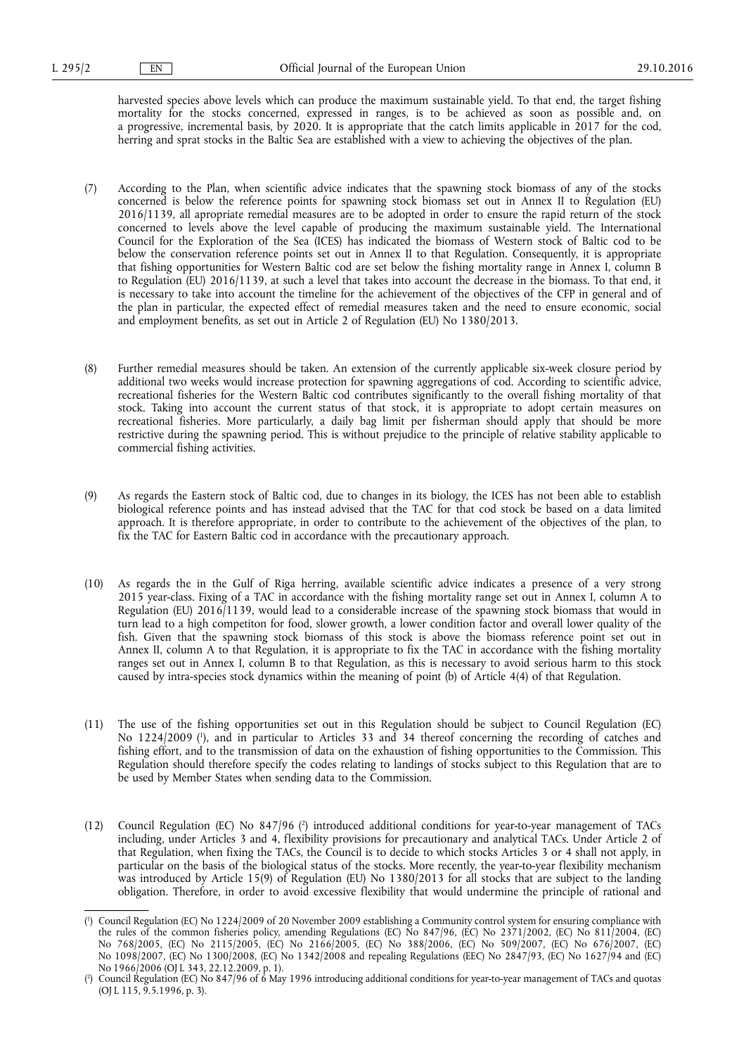harvested species above levels which can produce the maximum sustainable yield. To that end, the target fishing mortality for the stocks concerned, expressed in ranges, is to be achieved as soon as possible and, on a progressive, incremental basis, by 2020. It is appropriate that the catch limits applicable in 2017 for the cod, herring and sprat stocks in the Baltic Sea are established with a view to achieving the objectives of the plan.

(7) According to the Plan, when scientific advice indicates that the spawning stock biomass of any of the stocks concerned is below the reference points for spawning stock biomass set out in Annex II to Regulation (EU) 2016/1139, all apropriate remedial measures are to be adopted in order to ensure the rapid return of the stock concerned to levels above the level capable of producing the maximum sustainable yield. The International Council for the Exploration of the Sea (ICES) has indicated the biomass of Western stock of Baltic cod to be below the conservation reference points set out in Annex II to that Regulation. Consequently, it is appropriate that fishing opportunities for Western Baltic cod are set below the fishing mortality range in Annex I, column B to Regulation (EU) 2016/1139, at such a level that takes into account the decrease in the biomass. To that end, it is necessary to take into account the timeline for the achievement of the objectives of the CFP in general and of the plan in particular, the expected effect of remedial measures taken and the need to ensure economic, social and employment benefits, as set out in Article 2 of Regulation (EU) No 1380/2013.

(8) Further remedial measures should be taken. An extension of the currently applicable six-week closure period by additional two weeks would increase protection for spawning aggregations of cod. According to scientific advice, recreational fisheries for the Western Baltic cod contributes significantly to the overall fishing mortality of that stock. Taking into account the current status of that stock, it is appropriate to adopt certain measures on recreational fisheries. More particularly, a daily bag limit per fisherman should apply that should be more restrictive during the spawning period. This is without prejudice to the principle of relative stability applicable to commercial fishing activities.

(9) As regards the Eastern stock of Baltic cod, due to changes in its biology, the ICES has not been able to establish biological reference points and has instead advised that the TAC for that cod stock be based on a data limited approach. It is therefore appropriate, in order to contribute to the achievement of the objectives of the plan, to fix the TAC for Eastern Baltic cod in accordance with the precautionary approach.

(10) As regards the in the Gulf of Riga herring, available scientific advice indicates a presence of a very strong 2015 year-class. Fixing of a TAC in accordance with the fishing mortality range set out in Annex I, column A to Regulation (EU) 2016/1139, would lead to a considerable increase of the spawning stock biomass that would in turn lead to a high competiton for food, slower growth, a lower condition factor and overall lower quality of the fish. Given that the spawning stock biomass of this stock is above the biomass reference point set out in Annex II, column A to that Regulation, it is appropriate to fix the TAC in accordance with the fishing mortality ranges set out in Annex I, column B to that Regulation, as this is necessary to avoid serious harm to this stock caused by intra-species stock dynamics within the meaning of point (b) of Article 4(4) of that Regulation.

(11) The use of the fishing opportunities set out in this Regulation should be subject to Council Regulation (EC) No 1224/2009 [1], and in particular to Articles 33 and 34 thereof concerning the recording of catches and fishing effort, and to the transmission of data on the exhaustion of fishing opportunities to the Commission. This Regulation should therefore specify the codes relating to landings of stocks subject to this Regulation that are to be used by Member States when sending data to the Commission.

(12) Council Regulation (EC) No 847/96 [2] introduced additional conditions for year-to-year management of TACs including, under Articles 3 and 4, flexibility provisions for precautionary and analytical TACs. Under Article 2 of that Regulation, when fixing the TACs, the Council is to decide to which stocks Articles 3 or 4 shall not apply, in particular on the basis of the biological status of the stocks. More recently, the year-to-year flexibility mechanism was introduced by Article 15(9) of Regulation (EU) No 1380/2013 for all stocks that are subject to the landing obligation. Therefore, in order to avoid excessive flexibility that would undermine the principle of rational and

[1] Council Regulation (EC) No 1224/2009 of 20 November 2009 establishing a Community control system for ensuring compliance with the rules of the common fisheries policy, amending Regulations (EC) No 847/96, (EC) No 2371/2002, (EC) No 811/2004, (EC) No 768/2005, (EC) No 2115/2005, (EC) No 2166/2005, (EC) No 388/2006, (EC) No 509/2007, (EC) No 676/2007, (EC) No 1098/2007, (EC) No 1300/2008, (EC) No 1342/2008 and repealing Regulations (EEC) No 2847/93, (EC) No 1627/94 and (EC) No 1966/2006 (OJ L 343, 22.12.2009, p. 1).

[2] Council Regulation (EC) No 847/96 of 6 May 1996 introducing additional conditions for year-to-year management of TACs and quotas (OJ L 115, 9.5.1996, p. 3).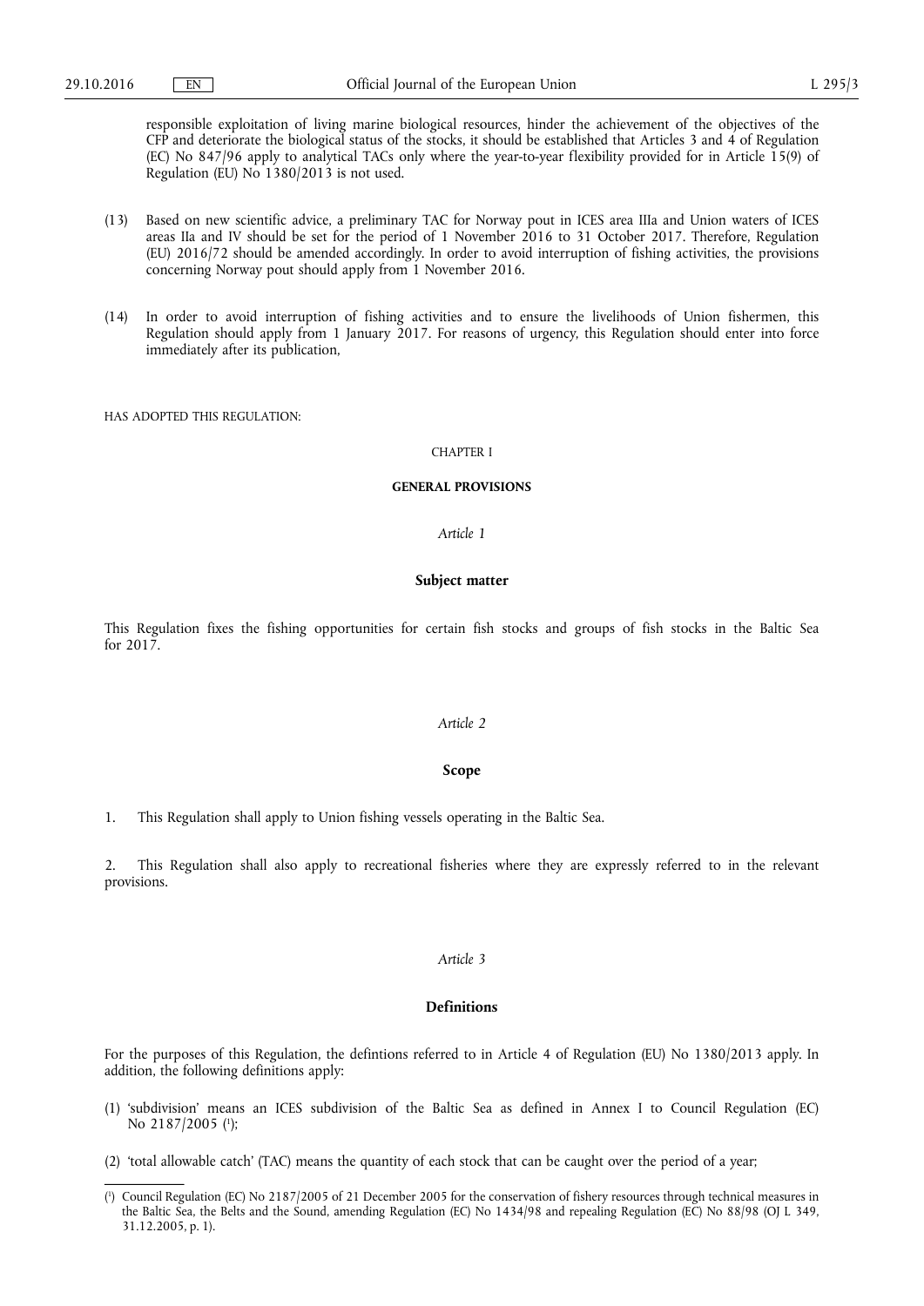responsible exploitation of living marine biological resources, hinder the achievement of the objectives of the CFP and deteriorate the biological status of the stocks, it should be established that Articles 3 and 4 of Regulation (EC) No 847/96 apply to analytical TACs only where the year-to-year flexibility provided for in Article 15(9) of Regulation (EU) No 1380/2013 is not used.

(13) Based on new scientific advice, a preliminary TAC for Norway pout in ICES area IIIa and Union waters of ICES areas IIa and IV should be set for the period of 1 November 2016 to 31 October 2017. Therefore, Regulation (EU) 2016/72 should be amended accordingly. In order to avoid interruption of fishing activities, the provisions concerning Norway pout should apply from 1 November 2016.

(14) In order to avoid interruption of fishing activities and to ensure the livelihoods of Union fishermen, this Regulation should apply from 1 January 2017. For reasons of urgency, this Regulation should enter into force immediately after its publication,

HAS ADOPTED THIS REGULATION:

CHAPTER I

**GENERAL PROVISIONS**

*Article 1*

**Subject matter**

This Regulation fixes the fishing opportunities for certain fish stocks and groups of fish stocks in the Baltic Sea for 2017.

*Article 2*

**Scope**

1. This Regulation shall apply to Union fishing vessels operating in the Baltic Sea.

2. This Regulation shall also apply to recreational fisheries where they are expressly referred to in the relevant provisions.

*Article 3*

**Definitions**

For the purposes of this Regulation, the defintions referred to in Article 4 of Regulation (EU) No 1380/2013 apply. In addition, the following definitions apply:

(1) 'subdivision' means an ICES subdivision of the Baltic Sea as defined in Annex I to Council Regulation (EC) No 2187/2005 [1];

(2) 'total allowable catch' (TAC) means the quantity of each stock that can be caught over the period of a year;

---

[1] Council Regulation (EC) No 2187/2005 of 21 December 2005 for the conservation of fishery resources through technical measures in the Baltic Sea, the Belts and the Sound, amending Regulation (EC) No 1434/98 and repealing Regulation (EC) No 88/98 (OJ L 349, 31.12.2005, p. 1).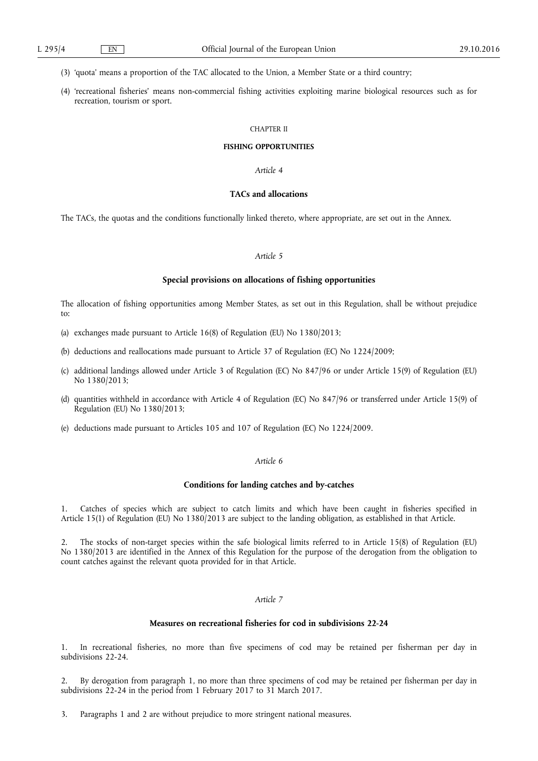(3) 'quota' means a proportion of the TAC allocated to the Union, a Member State or a third country;

(4) 'recreational fisheries' means non-commercial fishing activities exploiting marine biological resources such as for recreation, tourism or sport.

CHAPTER II

**FISHING OPPORTUNITIES**

*Article 4*

**TACs and allocations**

The TACs, the quotas and the conditions functionally linked thereto, where appropriate, are set out in the Annex.

*Article 5*

**Special provisions on allocations of fishing opportunities**

The allocation of fishing opportunities among Member States, as set out in this Regulation, shall be without prejudice to:

(a) exchanges made pursuant to Article 16(8) of Regulation (EU) No 1380/2013;

(b) deductions and reallocations made pursuant to Article 37 of Regulation (EC) No 1224/2009;

(c) additional landings allowed under Article 3 of Regulation (EC) No 847/96 or under Article 15(9) of Regulation (EU) No 1380/2013;

(d) quantities withheld in accordance with Article 4 of Regulation (EC) No 847/96 or transferred under Article 15(9) of Regulation (EU) No 1380/2013;

(e) deductions made pursuant to Articles 105 and 107 of Regulation (EC) No 1224/2009.

*Article 6*

**Conditions for landing catches and by-catches**

1. Catches of species which are subject to catch limits and which have been caught in fisheries specified in Article 15(1) of Regulation (EU) No 1380/2013 are subject to the landing obligation, as established in that Article.

2. The stocks of non-target species within the safe biological limits referred to in Article 15(8) of Regulation (EU) No 1380/2013 are identified in the Annex of this Regulation for the purpose of the derogation from the obligation to count catches against the relevant quota provided for in that Article.

*Article 7*

**Measures on recreational fisheries for cod in subdivisions 22-24**

1. In recreational fisheries, no more than five specimens of cod may be retained per fisherman per day in subdivisions 22-24.

2. By derogation from paragraph 1, no more than three specimens of cod may be retained per fisherman per day in subdivisions 22-24 in the period from 1 February 2017 to 31 March 2017.

3. Paragraphs 1 and 2 are without prejudice to more stringent national measures.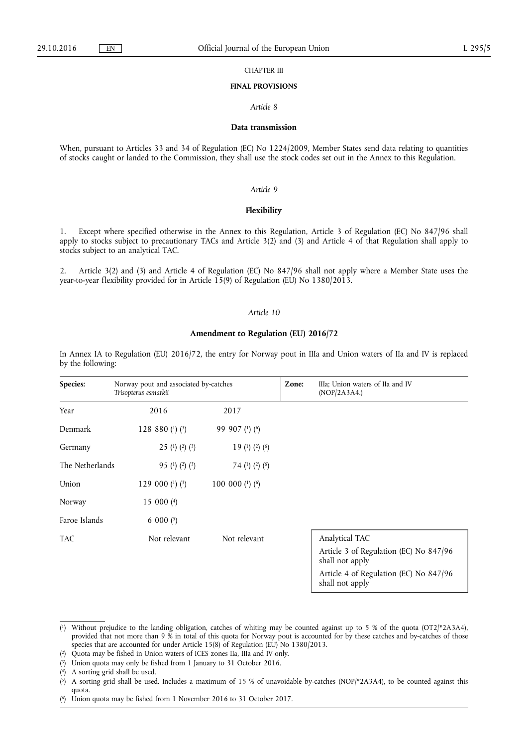CHAPTER III

**FINAL PROVISIONS**

*Article 8*

**Data transmission**

When, pursuant to Articles 33 and 34 of Regulation (EC) No 1224/2009, Member States send data relating to quantities of stocks caught or landed to the Commission, they shall use the stock codes set out in the Annex to this Regulation.

*Article 9*

**Flexibility**

1. Except where specified otherwise in the Annex to this Regulation, Article 3 of Regulation (EC) No 847/96 shall apply to stocks subject to precautionary TACs and Article 3(2) and (3) and Article 4 of that Regulation shall apply to stocks subject to an analytical TAC.

2. Article 3(2) and (3) and Article 4 of Regulation (EC) No 847/96 shall not apply where a Member State uses the year-to-year flexibility provided for in Article 15(9) of Regulation (EU) No 1380/2013.

*Article 10*

**Amendment to Regulation (EU) 2016/72**

In Annex IA to Regulation (EU) 2016/72, the entry for Norway pout in IIIa and Union waters of IIa and IV is replaced by the following:

| **Species:** | Norway pout and associated by-catches *Trisopterus esmarkii* | | **Zone:** | IIIa; Union waters of IIa and IV (NOP/2A3A4.) |
|---|---|---|---|---|
| Year | 2016 | 2017 | | |
| Denmark | 128 880 (1) (3) | 99 907 (1) (6) | | |
| Germany | 25 (1) (2) (3) | 19 (1) (2) (6) | | |
| The Netherlands | 95 (1) (2) (3) | 74 (1) (2) (6) | | |
| Union | 129 000 (1) (3) | 100 000 (1) (6) | | |
| Norway | 15 000 (4) | | | |
| Faroe Islands | 6 000 (5) | | | |
| TAC | Not relevant | Not relevant | | Analytical TAC<br>Article 3 of Regulation (EC) No 847/96 shall not apply<br>Article 4 of Regulation (EC) No 847/96 shall not apply |

(1) Without prejudice to the landing obligation, catches of whiting may be counted against up to 5 % of the quota (OT2/*2A3A4), provided that not more than 9 % in total of this quota for Norway pout is accounted for by these catches and by-catches of those species that are accounted for under Article 15(8) of Regulation (EU) No 1380/2013.

(2) Quota may be fished in Union waters of ICES zones IIa, IIIa and IV only.

(3) Union quota may only be fished from 1 January to 31 October 2016.

(4) A sorting grid shall be used.

(5) A sorting grid shall be used. Includes a maximum of 15 % of unavoidable by-catches (NOP/*2A3A4), to be counted against this quota.

(6) Union quota may be fished from 1 November 2016 to 31 October 2017.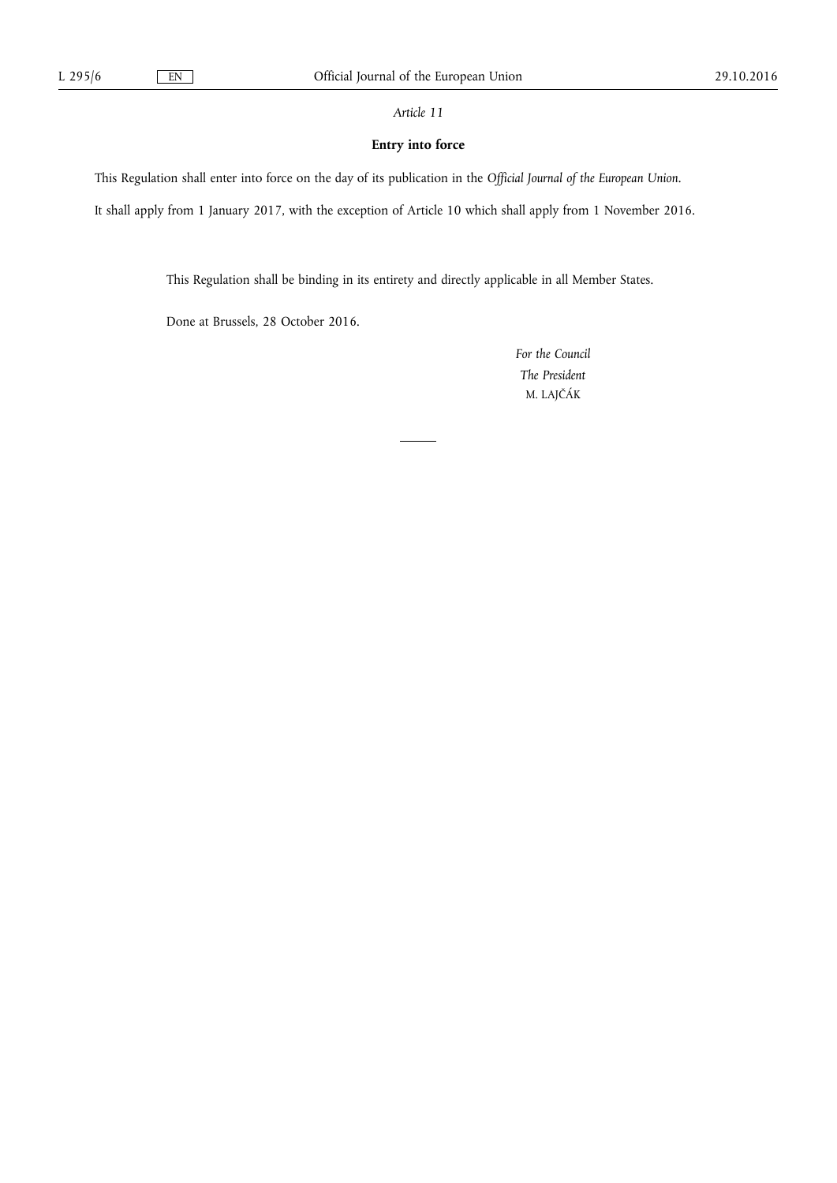*Article 11*

**Entry into force**

This Regulation shall enter into force on the day of its publication in the *Official Journal of the European Union*.

It shall apply from 1 January 2017, with the exception of Article 10 which shall apply from 1 November 2016.

This Regulation shall be binding in its entirety and directly applicable in all Member States.

Done at Brussels, 28 October 2016.

*For the Council*

*The President*

M. LAJČÁK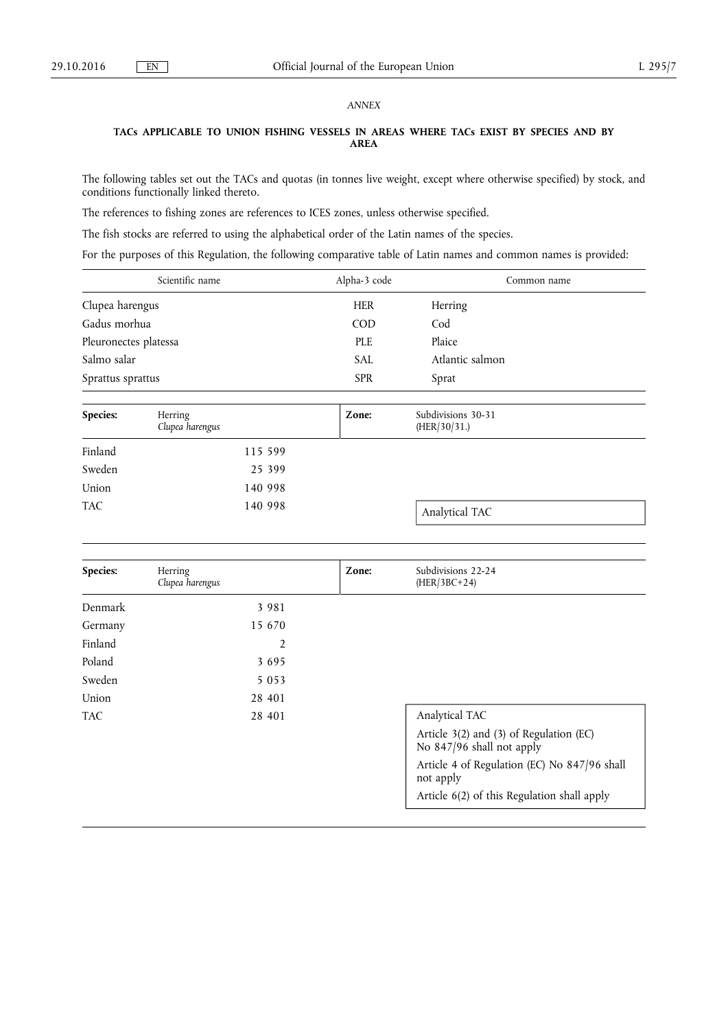*ANNEX*

**TACs APPLICABLE TO UNION FISHING VESSELS IN AREAS WHERE TACs EXIST BY SPECIES AND BY AREA**

The following tables set out the TACs and quotas (in tonnes live weight, except where otherwise specified) by stock, and conditions functionally linked thereto.

The references to fishing zones are references to ICES zones, unless otherwise specified.

The fish stocks are referred to using the alphabetical order of the Latin names of the species.

For the purposes of this Regulation, the following comparative table of Latin names and common names is provided:

| Scientific name | Alpha-3 code | Common name |
|---|---|---|
| Clupea harengus | HER | Herring |
| Gadus morhua | COD | Cod |
| Pleuronectes platessa | PLE | Plaice |
| Salmo salar | SAL | Atlantic salmon |
| Sprattus sprattus | SPR | Sprat |

| **Species:** | Herring *Clupea harengus* | **Zone:** | Subdivisions 30-31 (HER/30/31.) |
|---|---|---|---|
| Finland | 115 599 | | |
| Sweden | 25 399 | | |
| Union | 140 998 | | |
| TAC | 140 998 | | Analytical TAC |

| **Species:** | Herring *Clupea harengus* | **Zone:** | Subdivisions 22-24 (HER/3BC+24) |
|---|---|---|---|
| Denmark | 3 981 | | |
| Germany | 15 670 | | |
| Finland | 2 | | |
| Poland | 3 695 | | |
| Sweden | 5 053 | | |
| Union | 28 401 | | |
| TAC | 28 401 | | Analytical TAC<br>Article 3(2) and (3) of Regulation (EC) No 847/96 shall not apply<br>Article 4 of Regulation (EC) No 847/96 shall not apply<br>Article 6(2) of this Regulation shall apply |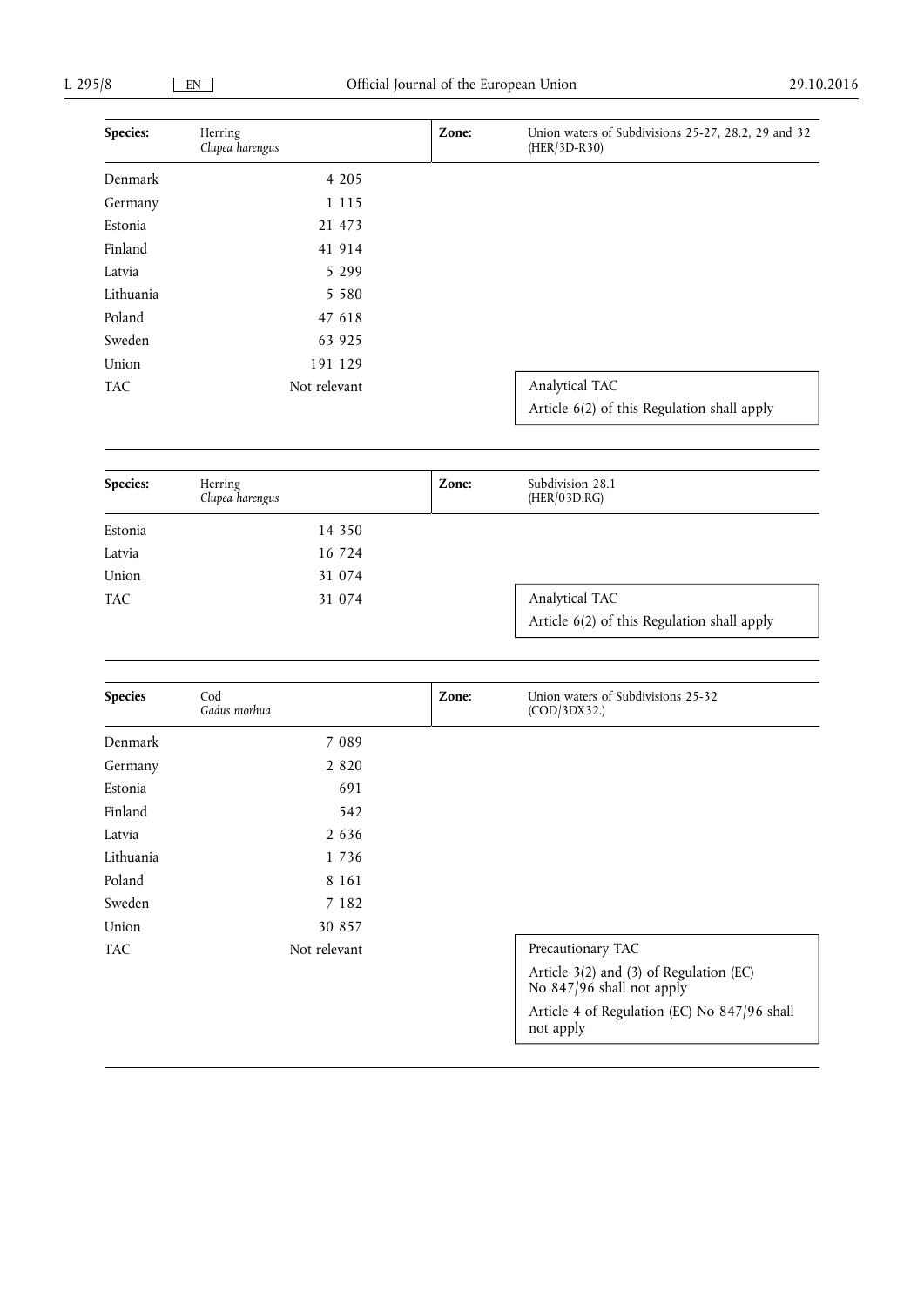| Species: | Herring *Clupea harengus* | Zone: | Union waters of Subdivisions 25-27, 28.2, 29 and 32 (HER/3D-R30) |
|---|---|---|---|
| Denmark | 4 205 | | |
| Germany | 1 115 | | |
| Estonia | 21 473 | | |
| Finland | 41 914 | | |
| Latvia | 5 299 | | |
| Lithuania | 5 580 | | |
| Poland | 47 618 | | |
| Sweden | 63 925 | | |
| Union | 191 129 | | |
| TAC | Not relevant | | Analytical TAC<br>Article 6(2) of this Regulation shall apply |

| Species: | Herring *Clupea harengus* | Zone: | Subdivision 28.1 (HER/03D.RG) |
|---|---|---|---|
| Estonia | 14 350 | | |
| Latvia | 16 724 | | |
| Union | 31 074 | | |
| TAC | 31 074 | | Analytical TAC<br>Article 6(2) of this Regulation shall apply |

| Species | Cod *Gadus morhua* | Zone: | Union waters of Subdivisions 25-32 (COD/3DX32.) |
|---|---|---|---|
| Denmark | 7 089 | | |
| Germany | 2 820 | | |
| Estonia | 691 | | |
| Finland | 542 | | |
| Latvia | 2 636 | | |
| Lithuania | 1 736 | | |
| Poland | 8 161 | | |
| Sweden | 7 182 | | |
| Union | 30 857 | | |
| TAC | Not relevant | | Precautionary TAC<br>Article 3(2) and (3) of Regulation (EC) No 847/96 shall not apply<br>Article 4 of Regulation (EC) No 847/96 shall not apply |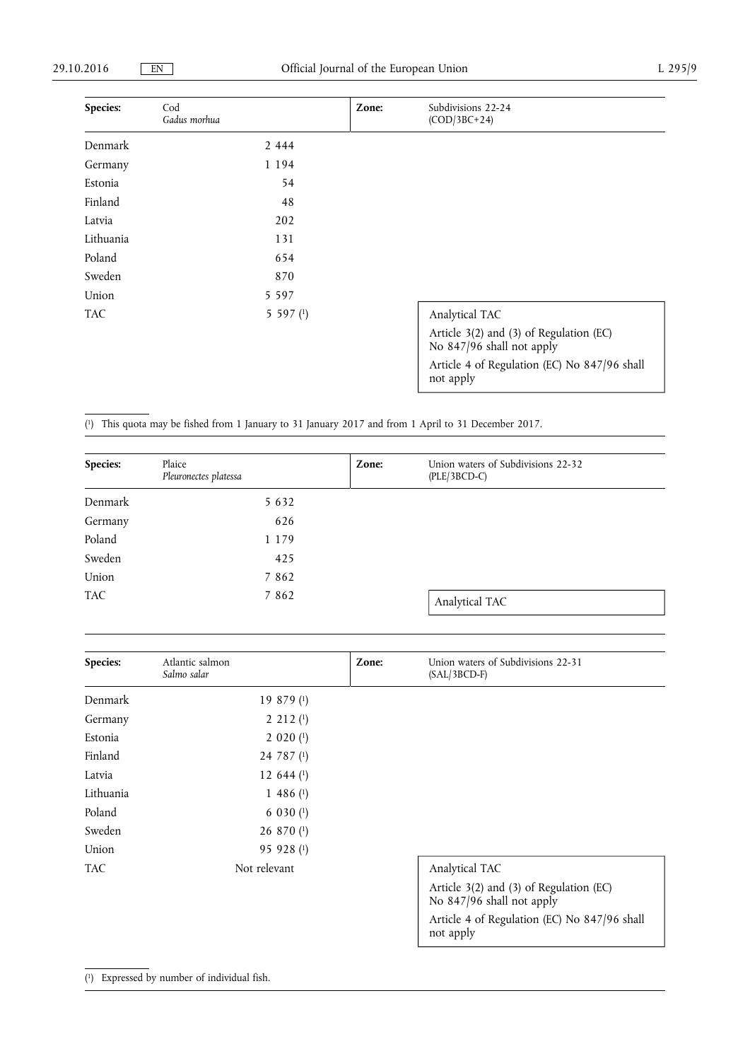| Species: | Cod *Gadus morhua* | Zone: | Subdivisions 22-24 (COD/3BC+24) |
|---|---|---|---|
| Denmark | 2 444 | | |
| Germany | 1 194 | | |
| Estonia | 54 | | |
| Finland | 48 | | |
| Latvia | 202 | | |
| Lithuania | 131 | | |
| Poland | 654 | | |
| Sweden | 870 | | |
| Union | 5 597 | | |
| TAC | 5 597 [1] | | Analytical TAC<br>Article 3(2) and (3) of Regulation (EC) No 847/96 shall not apply<br>Article 4 of Regulation (EC) No 847/96 shall not apply |

[1] This quota may be fished from 1 January to 31 January 2017 and from 1 April to 31 December 2017.

| Species: | Plaice *Pleuronectes platessa* | Zone: | Union waters of Subdivisions 22-32 (PLE/3BCD-C) |
|---|---|---|---|
| Denmark | 5 632 | | |
| Germany | 626 | | |
| Poland | 1 179 | | |
| Sweden | 425 | | |
| Union | 7 862 | | |
| TAC | 7 862 | | Analytical TAC |

| Species: | Atlantic salmon *Salmo salar* | Zone: | Union waters of Subdivisions 22-31 (SAL/3BCD-F) |
|---|---|---|---|
| Denmark | 19 879 [1] | | |
| Germany | 2 212 [1] | | |
| Estonia | 2 020 [1] | | |
| Finland | 24 787 [1] | | |
| Latvia | 12 644 [1] | | |
| Lithuania | 1 486 [1] | | |
| Poland | 6 030 [1] | | |
| Sweden | 26 870 [1] | | |
| Union | 95 928 [1] | | |
| TAC | Not relevant | | Analytical TAC<br>Article 3(2) and (3) of Regulation (EC) No 847/96 shall not apply<br>Article 4 of Regulation (EC) No 847/96 shall not apply |

[1] Expressed by number of individual fish.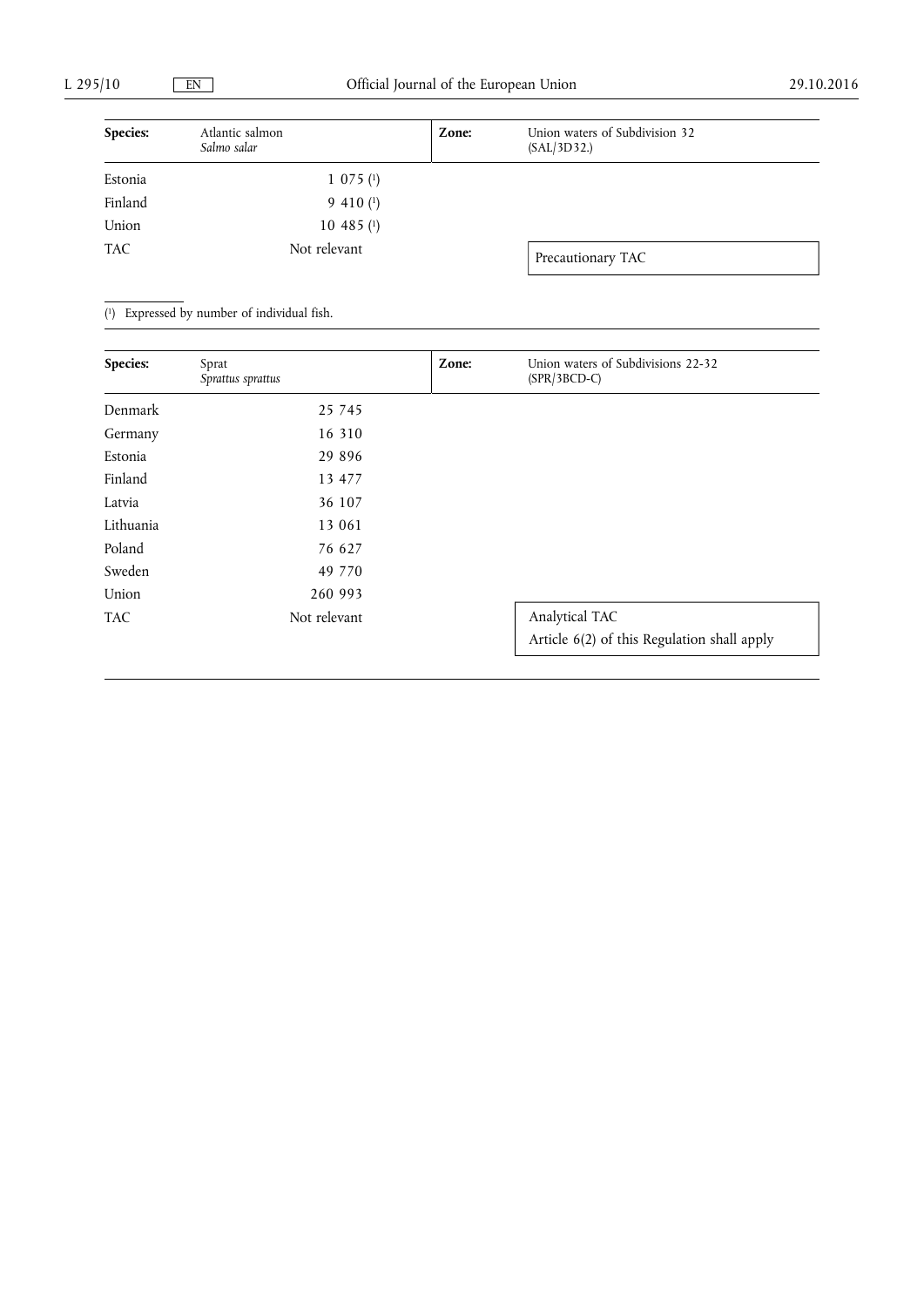| Species: | Atlantic salmon *Salmo salar* | Zone: | Union waters of Subdivision 32 (SAL/3D32.) |
| --- | --- | --- | --- |
| Estonia | 1 075 [1] | | |
| Finland | 9 410 [1] | | |
| Union | 10 485 [1] | | |
| TAC | Not relevant | | Precautionary TAC |

[1] Expressed by number of individual fish.

| Species: | Sprat *Sprattus sprattus* | Zone: | Union waters of Subdivisions 22-32 (SPR/3BCD-C) |
| --- | --- | --- | --- |
| Denmark | 25 745 | | |
| Germany | 16 310 | | |
| Estonia | 29 896 | | |
| Finland | 13 477 | | |
| Latvia | 36 107 | | |
| Lithuania | 13 061 | | |
| Poland | 76 627 | | |
| Sweden | 49 770 | | |
| Union | 260 993 | | |
| TAC | Not relevant | | Analytical TAC<br>Article 6(2) of this Regulation shall apply |